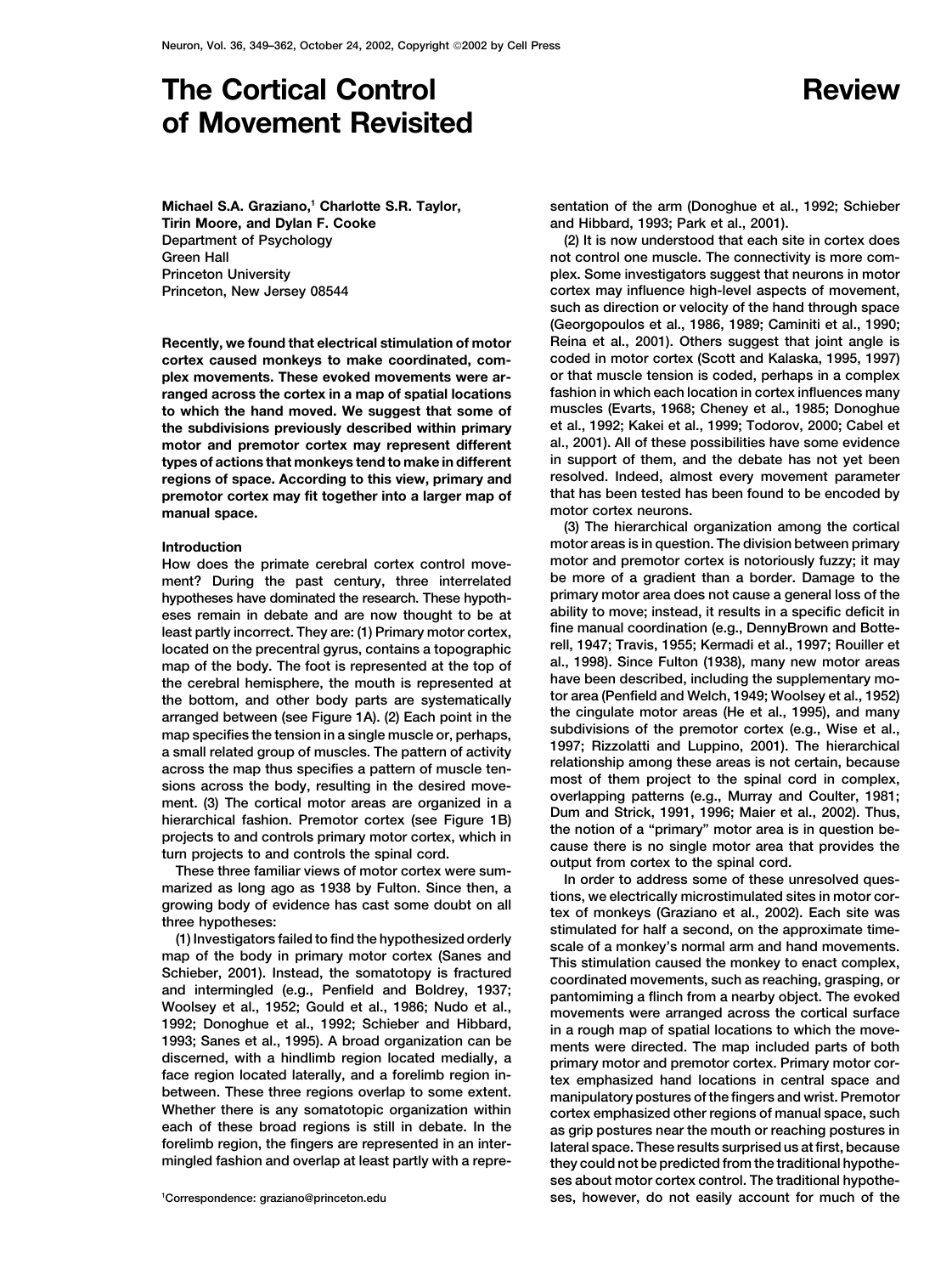# The Cortical Control of Movement Revisited

Review

**Michael S.A. Graziano,[1] Charlotte S.R. Taylor, Tirin Moore, and Dylan F. Cooke**
Department of Psychology
Green Hall
Princeton University
Princeton, New Jersey 08544

**Recently, we found that electrical stimulation of motor cortex caused monkeys to make coordinated, complex movements. These evoked movements were arranged across the cortex in a map of spatial locations to which the hand moved. We suggest that some of the subdivisions previously described within primary motor and premotor cortex may represent different types of actions that monkeys tend to make in different regions of space. According to this view, primary and premotor cortex may fit together into a larger map of manual space.**

## Introduction

How does the primate cerebral cortex control movement? During the past century, three interrelated hypotheses have dominated the research. These hypotheses remain in debate and are now thought to be at least partly incorrect. They are: (1) Primary motor cortex, located on the precentral gyrus, contains a topographic map of the body. The foot is represented at the top of the cerebral hemisphere, the mouth is represented at the bottom, and other body parts are systematically arranged between (see Figure 1A). (2) Each point in the map specifies the tension in a single muscle or, perhaps, a small related group of muscles. The pattern of activity across the map thus specifies a pattern of muscle tensions across the body, resulting in the desired movement. (3) The cortical motor areas are organized in a hierarchical fashion. Premotor cortex (see Figure 1B) projects to and controls primary motor cortex, which in turn projects to and controls the spinal cord.

These three familiar views of motor cortex were summarized as long ago as 1938 by Fulton. Since then, a growing body of evidence has cast some doubt on all three hypotheses:

(1) Investigators failed to find the hypothesized orderly map of the body in primary motor cortex (Sanes and Schieber, 2001). Instead, the somatotopy is fractured and intermingled (e.g., Penfield and Boldrey, 1937; Woolsey et al., 1952; Gould et al., 1986; Nudo et al., 1992; Donoghue et al., 1992; Schieber and Hibbard, 1993; Sanes et al., 1995). A broad organization can be discerned, with a hindlimb region located medially, a face region located laterally, and a forelimb region in-between. These three regions overlap to some extent. Whether there is any somatotopic organization within each of these broad regions is still in debate. In the forelimb region, the fingers are represented in an intermingled fashion and overlap at least partly with a representation of the arm (Donoghue et al., 1992; Schieber and Hibbard, 1993; Park et al., 2001).

(2) It is now understood that each site in cortex does not control one muscle. The connectivity is more complex. Some investigators suggest that neurons in motor cortex may influence high-level aspects of movement, such as direction or velocity of the hand through space (Georgopoulos et al., 1986, 1989; Caminiti et al., 1990; Reina et al., 2001). Others suggest that joint angle is coded in motor cortex (Scott and Kalaska, 1995, 1997) or that muscle tension is coded, perhaps in a complex fashion in which each location in cortex influences many muscles (Evarts, 1968; Cheney et al., 1985; Donoghue et al., 1992; Kakei et al., 1999; Todorov, 2000; Cabel et al., 2001). All of these possibilities have some evidence in support of them, and the debate has not yet been resolved. Indeed, almost every movement parameter that has been tested has been found to be encoded by motor cortex neurons.

(3) The hierarchical organization among the cortical motor areas is in question. The division between primary motor and premotor cortex is notoriously fuzzy; it may be more of a gradient than a border. Damage to the primary motor area does not cause a general loss of the ability to move; instead, it results in a specific deficit in fine manual coordination (e.g., DennyBrown and Botterell, 1947; Travis, 1955; Kermadi et al., 1997; Rouiller et al., 1998). Since Fulton (1938), many new motor areas have been described, including the supplementary motor area (Penfield and Welch, 1949; Woolsey et al., 1952) the cingulate motor areas (He et al., 1995), and many subdivisions of the premotor cortex (e.g., Wise et al., 1997; Rizzolatti and Luppino, 2001). The hierarchical relationship among these areas is not certain, because most of them project to the spinal cord in complex, overlapping patterns (e.g., Murray and Coulter, 1981; Dum and Strick, 1991, 1996; Maier et al., 2002). Thus, the notion of a "primary" motor area is in question because there is no single motor area that provides the output from cortex to the spinal cord.

In order to address some of these unresolved questions, we electrically microstimulated sites in motor cortex of monkeys (Graziano et al., 2002). Each site was stimulated for half a second, on the approximate timescale of a monkey's normal arm and hand movements. This stimulation caused the monkey to enact complex, coordinated movements, such as reaching, grasping, or pantomiming a flinch from a nearby object. The evoked movements were arranged across the cortical surface in a rough map of spatial locations to which the movements were directed. The map included parts of both primary motor and premotor cortex. Primary motor cortex emphasized hand locations in central space and manipulatory postures of the fingers and wrist. Premotor cortex emphasized other regions of manual space, such as grip postures near the mouth or reaching postures in lateral space. These results surprised us at first, because they could not be predicted from the traditional hypotheses about motor cortex control. The traditional hypotheses, however, do not easily account for much of the

[1]Correspondence: graziano@princeton.edu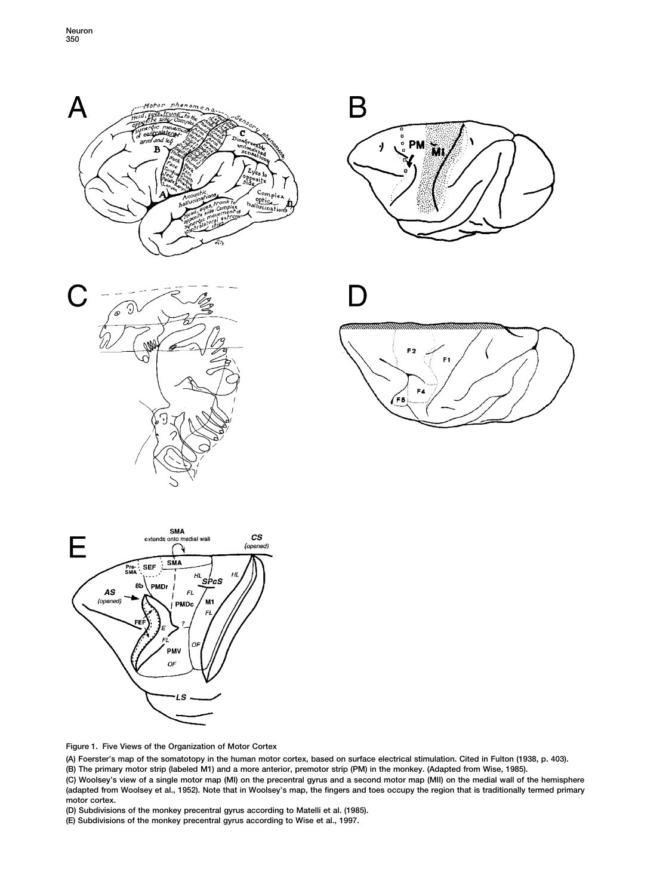Figure 1. Five Views of the Organization of Motor Cortex

(A) Foerster's map of the somatotopy in the human motor cortex, based on surface electrical stimulation. Cited in Fulton (1938, p. 403).

(B) The primary motor strip (labeled M1) and a more anterior, premotor strip (PM) in the monkey. (Adapted from Wise, 1985).

(C) Woolsey's view of a single motor map (MI) on the precentral gyrus and a second motor map (MII) on the medial wall of the hemisphere (adapted from Woolsey et al., 1952). Note that in Woolsey's map, the fingers and toes occupy the region that is traditionally termed primary motor cortex.

(D) Subdivisions of the monkey precentral gyrus according to Matelli et al. (1985).

(E) Subdivisions of the monkey precentral gyrus according to Wise et al., 1997.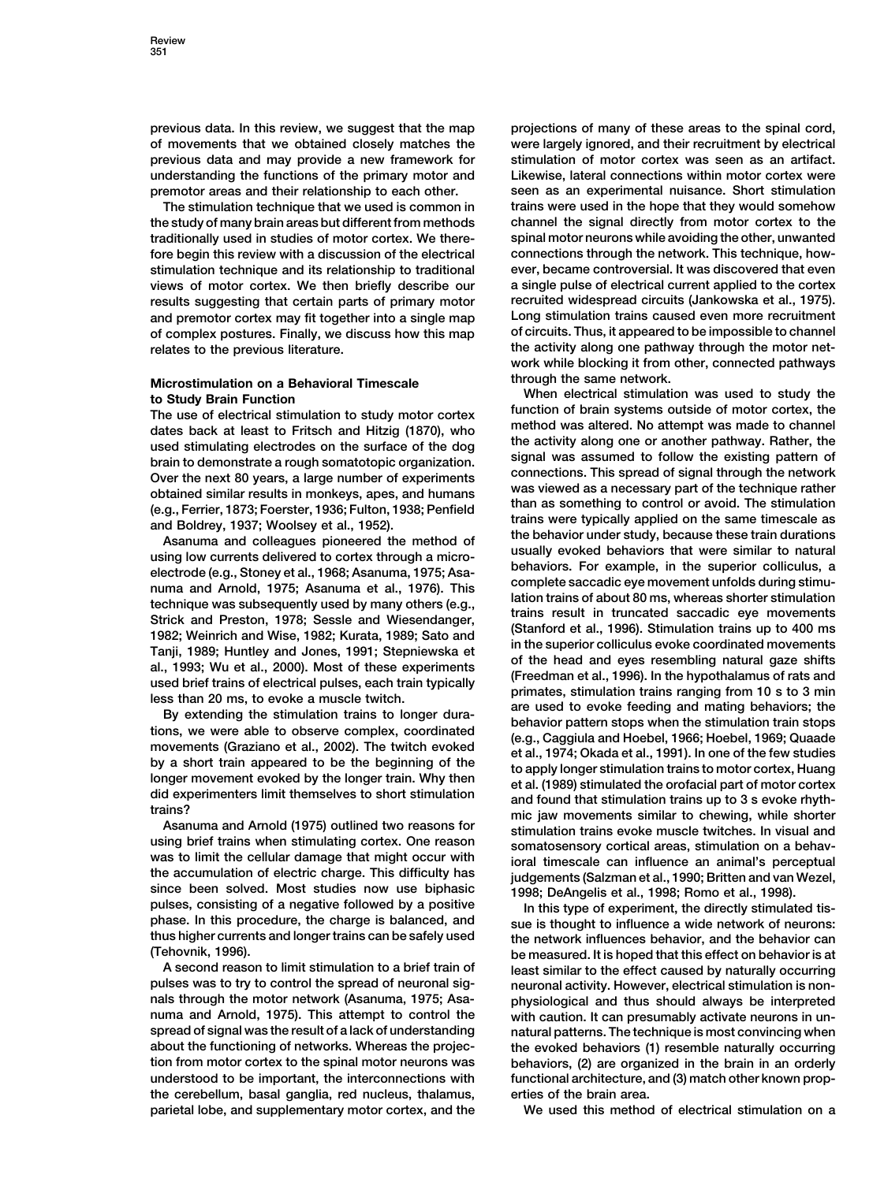previous data. In this review, we suggest that the map of movements that we obtained closely matches the previous data and may provide a new framework for understanding the functions of the primary motor and premotor areas and their relationship to each other.

The stimulation technique that we used is common in the study of many brain areas but different from methods traditionally used in studies of motor cortex. We therefore begin this review with a discussion of the electrical stimulation technique and its relationship to traditional views of motor cortex. We then briefly describe our results suggesting that certain parts of primary motor and premotor cortex may fit together into a single map of complex postures. Finally, we discuss how this map relates to the previous literature.

## Microstimulation on a Behavioral Timescale to Study Brain Function

The use of electrical stimulation to study motor cortex dates back at least to Fritsch and Hitzig (1870), who used stimulating electrodes on the surface of the dog brain to demonstrate a rough somatotopic organization. Over the next 80 years, a large number of experiments obtained similar results in monkeys, apes, and humans (e.g., Ferrier, 1873; Foerster, 1936; Fulton, 1938; Penfield and Boldrey, 1937; Woolsey et al., 1952).

Asanuma and colleagues pioneered the method of using low currents delivered to cortex through a microelectrode (e.g., Stoney et al., 1968; Asanuma, 1975; Asanuma and Arnold, 1975; Asanuma et al., 1976). This technique was subsequently used by many others (e.g., Strick and Preston, 1978; Sessle and Wiesendanger, 1982; Weinrich and Wise, 1982; Kurata, 1989; Sato and Tanji, 1989; Huntley and Jones, 1991; Stepniewska et al., 1993; Wu et al., 2000). Most of these experiments used brief trains of electrical pulses, each train typically less than 20 ms, to evoke a muscle twitch.

By extending the stimulation trains to longer durations, we were able to observe complex, coordinated movements (Graziano et al., 2002). The twitch evoked by a short train appeared to be the beginning of the longer movement evoked by the longer train. Why then did experimenters limit themselves to short stimulation trains?

Asanuma and Arnold (1975) outlined two reasons for using brief trains when stimulating cortex. One reason was to limit the cellular damage that might occur with the accumulation of electric charge. This difficulty has since been solved. Most studies now use biphasic pulses, consisting of a negative followed by a positive phase. In this procedure, the charge is balanced, and thus higher currents and longer trains can be safely used (Tehovnik, 1996).

A second reason to limit stimulation to a brief train of pulses was to try to control the spread of neuronal signals through the motor network (Asanuma, 1975; Asanuma and Arnold, 1975). This attempt to control the spread of signal was the result of a lack of understanding about the functioning of networks. Whereas the projection from motor cortex to the spinal motor neurons was understood to be important, the interconnections with the cerebellum, basal ganglia, red nucleus, thalamus, parietal lobe, and supplementary motor cortex, and the projections of many of these areas to the spinal cord, were largely ignored, and their recruitment by electrical stimulation of motor cortex was seen as an artifact. Likewise, lateral connections within motor cortex were seen as an experimental nuisance. Short stimulation trains were used in the hope that they would somehow channel the signal directly from motor cortex to the spinal motor neurons while avoiding the other, unwanted connections through the network. This technique, however, became controversial. It was discovered that even a single pulse of electrical current applied to the cortex recruited widespread circuits (Jankowska et al., 1975). Long stimulation trains caused even more recruitment of circuits. Thus, it appeared to be impossible to channel the activity along one pathway through the motor network while blocking it from other, connected pathways through the same network.

When electrical stimulation was used to study the function of brain systems outside of motor cortex, the method was altered. No attempt was made to channel the activity along one or another pathway. Rather, the signal was assumed to follow the existing pattern of connections. This spread of signal through the network was viewed as a necessary part of the technique rather than as something to control or avoid. The stimulation trains were typically applied on the same timescale as the behavior under study, because these train durations usually evoked behaviors that were similar to natural behaviors. For example, in the superior colliculus, a complete saccadic eye movement unfolds during stimulation trains of about 80 ms, whereas shorter stimulation trains result in truncated saccadic eye movements (Stanford et al., 1996). Stimulation trains up to 400 ms in the superior colliculus evoke coordinated movements of the head and eyes resembling natural gaze shifts (Freedman et al., 1996). In the hypothalamus of rats and primates, stimulation trains ranging from 10 s to 3 min are used to evoke feeding and mating behaviors; the behavior pattern stops when the stimulation train stops (e.g., Caggiula and Hoebel, 1966; Hoebel, 1969; Quaade et al., 1974; Okada et al., 1991). In one of the few studies to apply longer stimulation trains to motor cortex, Huang et al. (1989) stimulated the orofacial part of motor cortex and found that stimulation trains up to 3 s evoke rhythmic jaw movements similar to chewing, while shorter stimulation trains evoke muscle twitches. In visual and somatosensory cortical areas, stimulation on a behavioral timescale can influence an animal's perceptual judgements (Salzman et al., 1990; Britten and van Wezel, 1998; DeAngelis et al., 1998; Romo et al., 1998).

In this type of experiment, the directly stimulated tissue is thought to influence a wide network of neurons: the network influences behavior, and the behavior can be measured. It is hoped that this effect on behavior is at least similar to the effect caused by naturally occurring neuronal activity. However, electrical stimulation is nonphysiological and thus should always be interpreted with caution. It can presumably activate neurons in unnatural patterns. The technique is most convincing when the evoked behaviors (1) resemble naturally occurring behaviors, (2) are organized in the brain in an orderly functional architecture, and (3) match other known properties of the brain area.

We used this method of electrical stimulation on a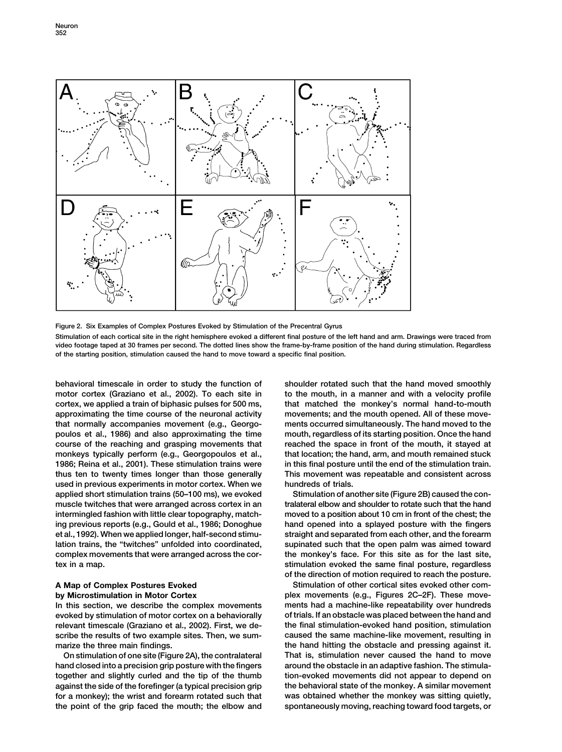A B C D E F

**Figure 2. Six Examples of Complex Postures Evoked by Stimulation of the Precentral Gyrus**

Stimulation of each cortical site in the right hemisphere evoked a different final posture of the left hand and arm. Drawings were traced from video footage taped at 30 frames per second. The dotted lines show the frame-by-frame position of the hand during stimulation. Regardless of the starting position, stimulation caused the hand to move toward a specific final position.

behavioral timescale in order to study the function of motor cortex (Graziano et al., 2002). To each site in cortex, we applied a train of biphasic pulses for 500 ms, approximating the time course of the neuronal activity that normally accompanies movement (e.g., Georgopoulos et al., 1986) and also approximating the time course of the reaching and grasping movements that monkeys typically perform (e.g., Georgopoulos et al., 1986; Reina et al., 2001). These stimulation trains were thus ten to twenty times longer than those generally used in previous experiments in motor cortex. When we applied short stimulation trains (50–100 ms), we evoked muscle twitches that were arranged across cortex in an intermingled fashion with little clear topography, matching previous reports (e.g., Gould et al., 1986; Donoghue et al., 1992). When we applied longer, half-second stimulation trains, the "twitches" unfolded into coordinated, complex movements that were arranged across the cortex in a map.

## A Map of Complex Postures Evoked by Microstimulation in Motor Cortex

In this section, we describe the complex movements evoked by stimulation of motor cortex on a behaviorally relevant timescale (Graziano et al., 2002). First, we describe the results of two example sites. Then, we summarize the three main findings.

On stimulation of one site (Figure 2A), the contralateral hand closed into a precision grip posture with the fingers together and slightly curled and the tip of the thumb against the side of the forefinger (a typical precision grip for a monkey); the wrist and forearm rotated such that the point of the grip faced the mouth; the elbow and shoulder rotated such that the hand moved smoothly to the mouth, in a manner and with a velocity profile that matched the monkey's normal hand-to-mouth movements; and the mouth opened. All of these movements occurred simultaneously. The hand moved to the mouth, regardless of its starting position. Once the hand reached the space in front of the mouth, it stayed at that location; the hand, arm, and mouth remained stuck in this final posture until the end of the stimulation train. This movement was repeatable and consistent across hundreds of trials.

Stimulation of another site (Figure 2B) caused the contralateral elbow and shoulder to rotate such that the hand moved to a position about 10 cm in front of the chest; the hand opened into a splayed posture with the fingers straight and separated from each other, and the forearm supinated such that the open palm was aimed toward the monkey's face. For this site as for the last site, stimulation evoked the same final posture, regardless of the direction of motion required to reach the posture.

Stimulation of other cortical sites evoked other complex movements (e.g., Figures 2C–2F). These movements had a machine-like repeatability over hundreds of trials. If an obstacle was placed between the hand and the final stimulation-evoked hand position, stimulation caused the same machine-like movement, resulting in the hand hitting the obstacle and pressing against it. That is, stimulation never caused the hand to move around the obstacle in an adaptive fashion. The stimulation-evoked movements did not appear to depend on the behavioral state of the monkey. A similar movement was obtained whether the monkey was sitting quietly, spontaneously moving, reaching toward food targets, or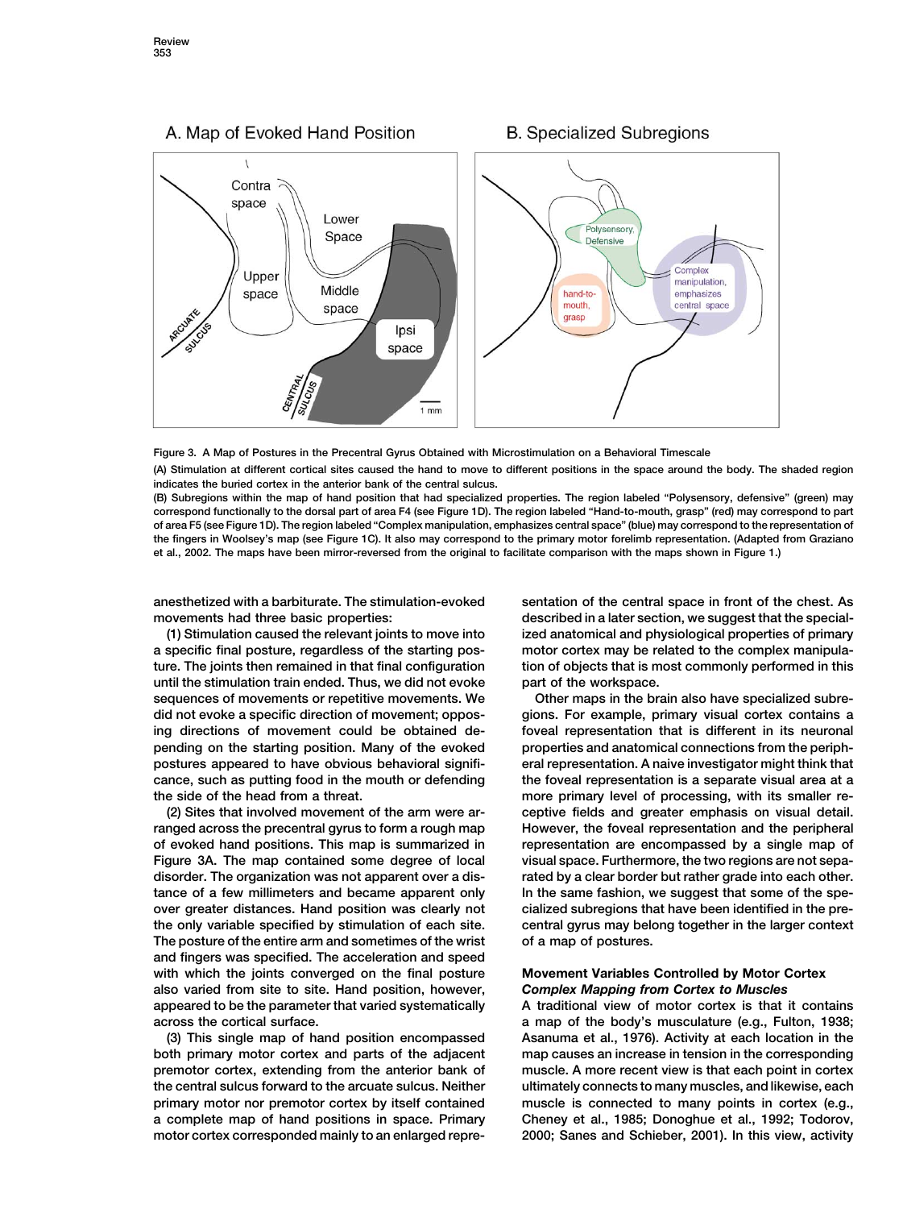A. Map of Evoked Hand Position

Contra space

Lower Space

Upper space

Middle space

Ipsi space

ARCUATE SULCUS

CENTRAL SULCUS

1 mm

B. Specialized Subregions

Polysensory, Defensive

hand-to-mouth, grasp

Complex manipulation, emphasizes central space

Figure 3. A Map of Postures in the Precentral Gyrus Obtained with Microstimulation on a Behavioral Timescale

(A) Stimulation at different cortical sites caused the hand to move to different positions in the space around the body. The shaded region indicates the buried cortex in the anterior bank of the central sulcus.

(B) Subregions within the map of hand position that had specialized properties. The region labeled "Polysensory, defensive" (green) may correspond functionally to the dorsal part of area F4 (see Figure 1D). The region labeled "Hand-to-mouth, grasp" (red) may correspond to part of area F5 (see Figure 1D). The region labeled "Complex manipulation, emphasizes central space" (blue) may correspond to the representation of the fingers in Woolsey's map (see Figure 1C). It also may correspond to the primary motor forelimb representation. (Adapted from Graziano et al., 2002. The maps have been mirror-reversed from the original to facilitate comparison with the maps shown in Figure 1.)

anesthetized with a barbiturate. The stimulation-evoked movements had three basic properties:

(1) Stimulation caused the relevant joints to move into a specific final posture, regardless of the starting posture. The joints then remained in that final configuration until the stimulation train ended. Thus, we did not evoke sequences of movements or repetitive movements. We did not evoke a specific direction of movement; opposing directions of movement could be obtained depending on the starting position. Many of the evoked postures appeared to have obvious behavioral significance, such as putting food in the mouth or defending the side of the head from a threat.

(2) Sites that involved movement of the arm were arranged across the precentral gyrus to form a rough map of evoked hand positions. This map is summarized in Figure 3A. The map contained some degree of local disorder. The organization was not apparent over a distance of a few millimeters and became apparent only over greater distances. Hand position was clearly not the only variable specified by stimulation of each site. The posture of the entire arm and sometimes of the wrist and fingers was specified. The acceleration and speed with which the joints converged on the final posture also varied from site to site. Hand position, however, appeared to be the parameter that varied systematically across the cortical surface.

(3) This single map of hand position encompassed both primary motor cortex and parts of the adjacent premotor cortex, extending from the anterior bank of the central sulcus forward to the arcuate sulcus. Neither primary motor nor premotor cortex by itself contained a complete map of hand positions in space. Primary motor cortex corresponded mainly to an enlarged representation of the central space in front of the chest. As described in a later section, we suggest that the specialized anatomical and physiological properties of primary motor cortex may be related to the complex manipulation of objects that is most commonly performed in this part of the workspace.

Other maps in the brain also have specialized subregions. For example, primary visual cortex contains a foveal representation that is different in its neuronal properties and anatomical connections from the peripheral representation. A naive investigator might think that the foveal representation is a separate visual area at a more primary level of processing, with its smaller receptive fields and greater emphasis on visual detail. However, the foveal representation and the peripheral representation are encompassed by a single map of visual space. Furthermore, the two regions are not separated by a clear border but rather grade into each other. In the same fashion, we suggest that some of the specialized subregions that have been identified in the precentral gyrus may belong together in the larger context of a map of postures.

## Movement Variables Controlled by Motor Cortex

### *Complex Mapping from Cortex to Muscles*

A traditional view of motor cortex is that it contains a map of the body's musculature (e.g., Fulton, 1938; Asanuma et al., 1976). Activity at each location in the map causes an increase in tension in the corresponding muscle. A more recent view is that each point in cortex ultimately connects to many muscles, and likewise, each muscle is connected to many points in cortex (e.g., Cheney et al., 1985; Donoghue et al., 1992; Todorov, 2000; Sanes and Schieber, 2001). In this view, activity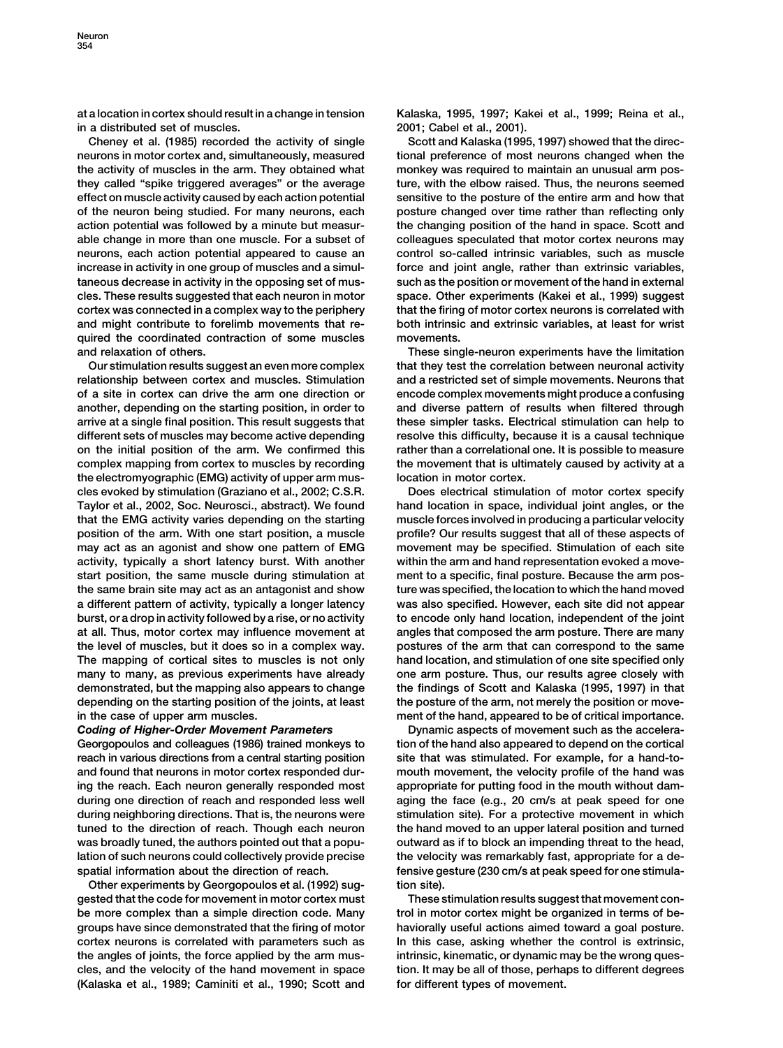at a location in cortex should result in a change in tension in a distributed set of muscles.

Cheney et al. (1985) recorded the activity of single neurons in motor cortex and, simultaneously, measured the activity of muscles in the arm. They obtained what they called "spike triggered averages" or the average effect on muscle activity caused by each action potential of the neuron being studied. For many neurons, each action potential was followed by a minute but measurable change in more than one muscle. For a subset of neurons, each action potential appeared to cause an increase in activity in one group of muscles and a simultaneous decrease in activity in the opposing set of muscles. These results suggested that each neuron in motor cortex was connected in a complex way to the periphery and might contribute to forelimb movements that required the coordinated contraction of some muscles and relaxation of others.

Our stimulation results suggest an even more complex relationship between cortex and muscles. Stimulation of a site in cortex can drive the arm one direction or another, depending on the starting position, in order to arrive at a single final position. This result suggests that different sets of muscles may become active depending on the initial position of the arm. We confirmed this complex mapping from cortex to muscles by recording the electromyographic (EMG) activity of upper arm muscles evoked by stimulation (Graziano et al., 2002; C.S.R. Taylor et al., 2002, Soc. Neurosci., abstract). We found that the EMG activity varies depending on the starting position of the arm. With one start position, a muscle may act as an agonist and show one pattern of EMG activity, typically a short latency burst. With another start position, the same muscle during stimulation at the same brain site may act as an antagonist and show a different pattern of activity, typically a longer latency burst, or a drop in activity followed by a rise, or no activity at all. Thus, motor cortex may influence movement at the level of muscles, but it does so in a complex way. The mapping of cortical sites to muscles is not only many to many, as previous experiments have already demonstrated, but the mapping also appears to change depending on the starting position of the joints, at least in the case of upper arm muscles.

### *Coding of Higher-Order Movement Parameters*

Georgopoulos and colleagues (1986) trained monkeys to reach in various directions from a central starting position and found that neurons in motor cortex responded during the reach. Each neuron generally responded most during one direction of reach and responded less well during neighboring directions. That is, the neurons were tuned to the direction of reach. Though each neuron was broadly tuned, the authors pointed out that a population of such neurons could collectively provide precise spatial information about the direction of reach.

Other experiments by Georgopoulos et al. (1992) suggested that the code for movement in motor cortex must be more complex than a simple direction code. Many groups have since demonstrated that the firing of motor cortex neurons is correlated with parameters such as the angles of joints, the force applied by the arm muscles, and the velocity of the hand movement in space (Kalaska et al., 1989; Caminiti et al., 1990; Scott and Kalaska, 1995, 1997; Kakei et al., 1999; Reina et al., 2001; Cabel et al., 2001).

Scott and Kalaska (1995, 1997) showed that the directional preference of most neurons changed when the monkey was required to maintain an unusual arm posture, with the elbow raised. Thus, the neurons seemed sensitive to the posture of the entire arm and how that posture changed over time rather than reflecting only the changing position of the hand in space. Scott and colleagues speculated that motor cortex neurons may control so-called intrinsic variables, such as muscle force and joint angle, rather than extrinsic variables, such as the position or movement of the hand in external space. Other experiments (Kakei et al., 1999) suggest that the firing of motor cortex neurons is correlated with both intrinsic and extrinsic variables, at least for wrist movements.

These single-neuron experiments have the limitation that they test the correlation between neuronal activity and a restricted set of simple movements. Neurons that encode complex movements might produce a confusing and diverse pattern of results when filtered through these simpler tasks. Electrical stimulation can help to resolve this difficulty, because it is a causal technique rather than a correlational one. It is possible to measure the movement that is ultimately caused by activity at a location in motor cortex.

Does electrical stimulation of motor cortex specify hand location in space, individual joint angles, or the muscle forces involved in producing a particular velocity profile? Our results suggest that all of these aspects of movement may be specified. Stimulation of each site within the arm and hand representation evoked a movement to a specific, final posture. Because the arm posture was specified, the location to which the hand moved was also specified. However, each site did not appear to encode only hand location, independent of the joint angles that composed the arm posture. There are many postures of the arm that can correspond to the same hand location, and stimulation of one site specified only one arm posture. Thus, our results agree closely with the findings of Scott and Kalaska (1995, 1997) in that the posture of the arm, not merely the position or movement of the hand, appeared to be of critical importance.

Dynamic aspects of movement such as the acceleration of the hand also appeared to depend on the cortical site that was stimulated. For example, for a hand-to-mouth movement, the velocity profile of the hand was appropriate for putting food in the mouth without damaging the face (e.g., 20 cm/s at peak speed for one stimulation site). For a protective movement in which the hand moved to an upper lateral position and turned outward as if to block an impending threat to the head, the velocity was remarkably fast, appropriate for a defensive gesture (230 cm/s at peak speed for one stimulation site).

These stimulation results suggest that movement control in motor cortex might be organized in terms of behaviorally useful actions aimed toward a goal posture. In this case, asking whether the control is extrinsic, intrinsic, kinematic, or dynamic may be the wrong question. It may be all of those, perhaps to different degrees for different types of movement.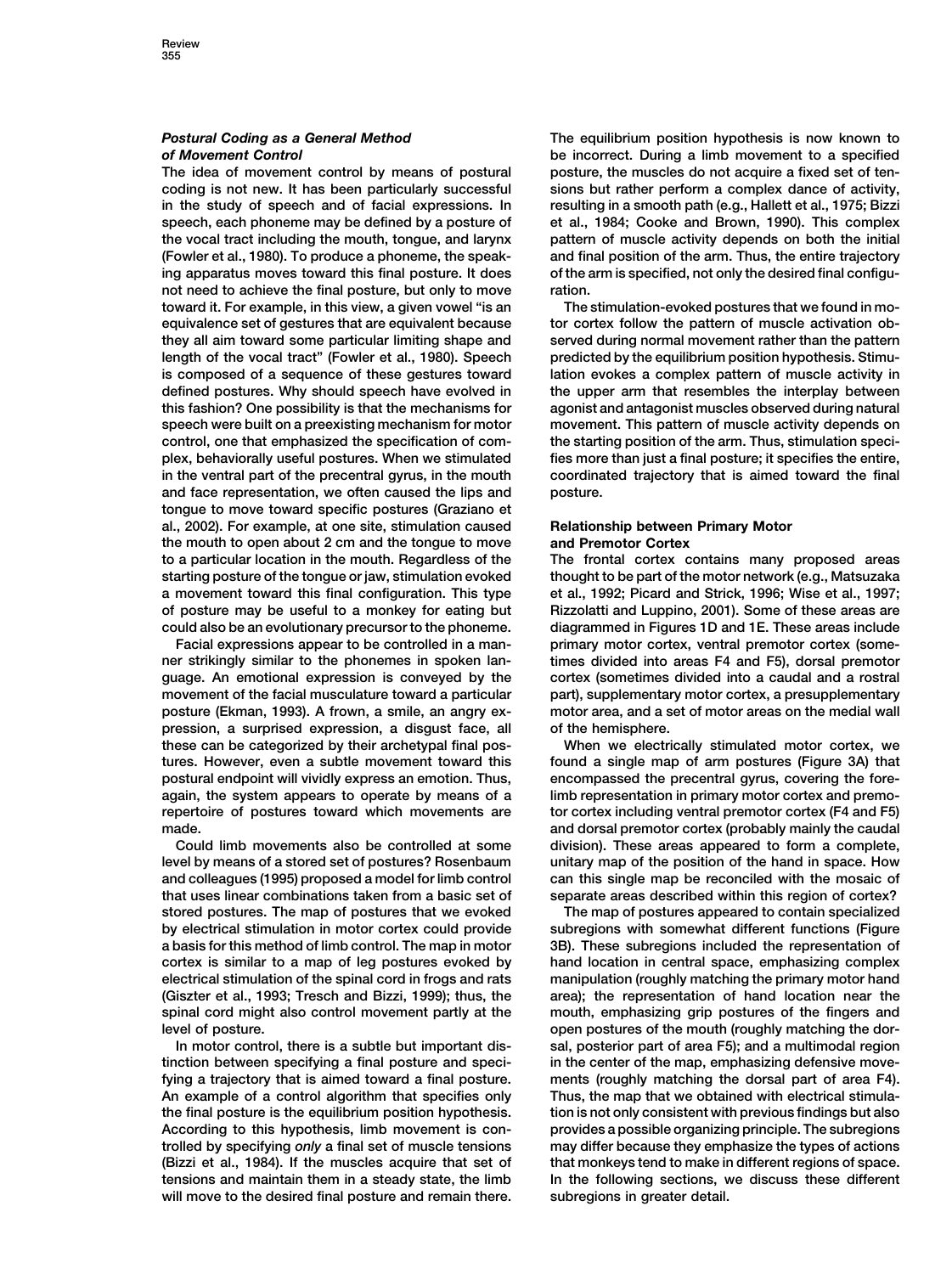## *Postural Coding as a General Method of Movement Control*

The idea of movement control by means of postural coding is not new. It has been particularly successful in the study of speech and of facial expressions. In speech, each phoneme may be defined by a posture of the vocal tract including the mouth, tongue, and larynx (Fowler et al., 1980). To produce a phoneme, the speaking apparatus moves toward this final posture. It does not need to achieve the final posture, but only to move toward it. For example, in this view, a given vowel "is an equivalence set of gestures that are equivalent because they all aim toward some particular limiting shape and length of the vocal tract" (Fowler et al., 1980). Speech is composed of a sequence of these gestures toward defined postures. Why should speech have evolved in this fashion? One possibility is that the mechanisms for speech were built on a preexisting mechanism for motor control, one that emphasized the specification of complex, behaviorally useful postures. When we stimulated in the ventral part of the precentral gyrus, in the mouth and face representation, we often caused the lips and tongue to move toward specific postures (Graziano et al., 2002). For example, at one site, stimulation caused the mouth to open about 2 cm and the tongue to move to a particular location in the mouth. Regardless of the starting posture of the tongue or jaw, stimulation evoked a movement toward this final configuration. This type of posture may be useful to a monkey for eating but could also be an evolutionary precursor to the phoneme.

Facial expressions appear to be controlled in a manner strikingly similar to the phonemes in spoken language. An emotional expression is conveyed by the movement of the facial musculature toward a particular posture (Ekman, 1993). A frown, a smile, an angry expression, a surprised expression, a disgust face, all these can be categorized by their archetypal final postures. However, even a subtle movement toward this postural endpoint will vividly express an emotion. Thus, again, the system appears to operate by means of a repertoire of postures toward which movements are made.

Could limb movements also be controlled at some level by means of a stored set of postures? Rosenbaum and colleagues (1995) proposed a model for limb control that uses linear combinations taken from a basic set of stored postures. The map of postures that we evoked by electrical stimulation in motor cortex could provide a basis for this method of limb control. The map in motor cortex is similar to a map of leg postures evoked by electrical stimulation of the spinal cord in frogs and rats (Giszter et al., 1993; Tresch and Bizzi, 1999); thus, the spinal cord might also control movement partly at the level of posture.

In motor control, there is a subtle but important distinction between specifying a final posture and specifying a trajectory that is aimed toward a final posture. An example of a control algorithm that specifies only the final posture is the equilibrium position hypothesis. According to this hypothesis, limb movement is controlled by specifying *only* a final set of muscle tensions (Bizzi et al., 1984). If the muscles acquire that set of tensions and maintain them in a steady state, the limb will move to the desired final posture and remain there. The equilibrium position hypothesis is now known to be incorrect. During a limb movement to a specified posture, the muscles do not acquire a fixed set of tensions but rather perform a complex dance of activity, resulting in a smooth path (e.g., Hallett et al., 1975; Bizzi et al., 1984; Cooke and Brown, 1990). This complex pattern of muscle activity depends on both the initial and final position of the arm. Thus, the entire trajectory of the arm is specified, not only the desired final configuration.

The stimulation-evoked postures that we found in motor cortex follow the pattern of muscle activation observed during normal movement rather than the pattern predicted by the equilibrium position hypothesis. Stimulation evokes a complex pattern of muscle activity in the upper arm that resembles the interplay between agonist and antagonist muscles observed during natural movement. This pattern of muscle activity depends on the starting position of the arm. Thus, stimulation specifies more than just a final posture; it specifies the entire, coordinated trajectory that is aimed toward the final posture.

## Relationship between Primary Motor and Premotor Cortex

The frontal cortex contains many proposed areas thought to be part of the motor network (e.g., Matsuzaka et al., 1992; Picard and Strick, 1996; Wise et al., 1997; Rizzolatti and Luppino, 2001). Some of these areas are diagrammed in Figures 1D and 1E. These areas include primary motor cortex, ventral premotor cortex (sometimes divided into areas F4 and F5), dorsal premotor cortex (sometimes divided into a caudal and a rostral part), supplementary motor cortex, a presupplementary motor area, and a set of motor areas on the medial wall of the hemisphere.

When we electrically stimulated motor cortex, we found a single map of arm postures (Figure 3A) that encompassed the precentral gyrus, covering the forelimb representation in primary motor cortex and premotor cortex including ventral premotor cortex (F4 and F5) and dorsal premotor cortex (probably mainly the caudal division). These areas appeared to form a complete, unitary map of the position of the hand in space. How can this single map be reconciled with the mosaic of separate areas described within this region of cortex?

The map of postures appeared to contain specialized subregions with somewhat different functions (Figure 3B). These subregions included the representation of hand location in central space, emphasizing complex manipulation (roughly matching the primary motor hand area); the representation of hand location near the mouth, emphasizing grip postures of the fingers and open postures of the mouth (roughly matching the dorsal, posterior part of area F5); and a multimodal region in the center of the map, emphasizing defensive movements (roughly matching the dorsal part of area F4). Thus, the map that we obtained with electrical stimulation is not only consistent with previous findings but also provides a possible organizing principle. The subregions may differ because they emphasize the types of actions that monkeys tend to make in different regions of space. In the following sections, we discuss these different subregions in greater detail.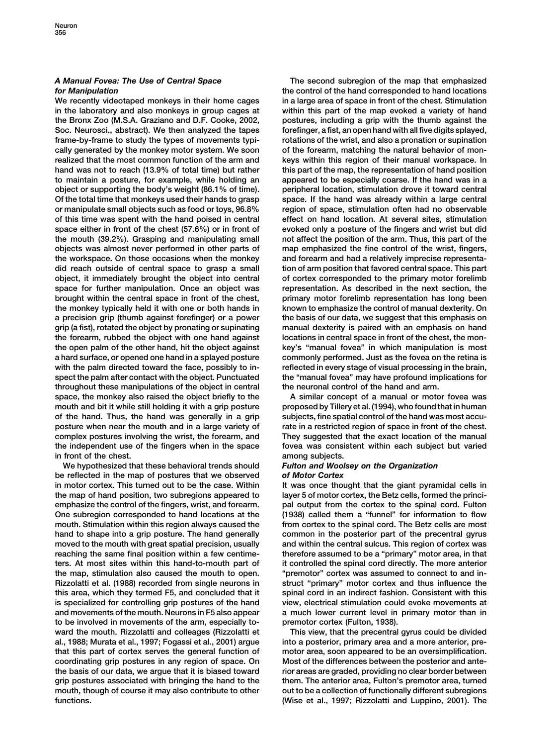### *A Manual Fovea: The Use of Central Space for Manipulation*

We recently videotaped monkeys in their home cages in the laboratory and also monkeys in group cages at the Bronx Zoo (M.S.A. Graziano and D.F. Cooke, 2002, Soc. Neurosci., abstract). We then analyzed the tapes frame-by-frame to study the types of movements typically generated by the monkey motor system. We soon realized that the most common function of the arm and hand was not to reach (13.9% of total time) but rather to maintain a posture, for example, while holding an object or supporting the body's weight (86.1% of time). Of the total time that monkeys used their hands to grasp or manipulate small objects such as food or toys, 96.8% of this time was spent with the hand poised in central space either in front of the chest (57.6%) or in front of the mouth (39.2%). Grasping and manipulating small objects was almost never performed in other parts of the workspace. On those occasions when the monkey did reach outside of central space to grasp a small object, it immediately brought the object into central space for further manipulation. Once an object was brought within the central space in front of the chest, the monkey typically held it with one or both hands in a precision grip (thumb against forefinger) or a power grip (a fist), rotated the object by pronating or supinating the forearm, rubbed the object with one hand against the open palm of the other hand, hit the object against a hard surface, or opened one hand in a splayed posture with the palm directed toward the face, possibly to inspect the palm after contact with the object. Punctuated throughout these manipulations of the object in central space, the monkey also raised the object briefly to the mouth and bit it while still holding it with a grip posture of the hand. Thus, the hand was generally in a grip posture when near the mouth and in a large variety of complex postures involving the wrist, the forearm, and the independent use of the fingers when in the space in front of the chest.

We hypothesized that these behavioral trends should be reflected in the map of postures that we observed in motor cortex. This turned out to be the case. Within the map of hand position, two subregions appeared to emphasize the control of the fingers, wrist, and forearm. One subregion corresponded to hand locations at the mouth. Stimulation within this region always caused the hand to shape into a grip posture. The hand generally moved to the mouth with great spatial precision, usually reaching the same final position within a few centimeters. At most sites within this hand-to-mouth part of the map, stimulation also caused the mouth to open. Rizzolatti et al. (1988) recorded from single neurons in this area, which they termed F5, and concluded that it is specialized for controlling grip postures of the hand and movements of the mouth. Neurons in F5 also appear to be involved in movements of the arm, especially toward the mouth. Rizzolatti and colleages (Rizzolatti et al., 1988; Murata et al., 1997; Fogassi et al., 2001) argue that this part of cortex serves the general function of coordinating grip postures in any region of space. On the basis of our data, we argue that it is biased toward grip postures associated with bringing the hand to the mouth, though of course it may also contribute to other functions.

The second subregion of the map that emphasized the control of the hand corresponded to hand locations in a large area of space in front of the chest. Stimulation within this part of the map evoked a variety of hand postures, including a grip with the thumb against the forefinger, a fist, an open hand with all five digits splayed, rotations of the wrist, and also a pronation or supination of the forearm, matching the natural behavior of monkeys within this region of their manual workspace. In this part of the map, the representation of hand position appeared to be especially coarse. If the hand was in a peripheral location, stimulation drove it toward central space. If the hand was already within a large central region of space, stimulation often had no observable effect on hand location. At several sites, stimulation evoked only a posture of the fingers and wrist but did not affect the position of the arm. Thus, this part of the map emphasized the fine control of the wrist, fingers, and forearm and had a relatively imprecise representation of arm position that favored central space. This part of cortex corresponded to the primary motor forelimb representation. As described in the next section, the primary motor forelimb representation has long been known to emphasize the control of manual dexterity. On the basis of our data, we suggest that this emphasis on manual dexterity is paired with an emphasis on hand locations in central space in front of the chest, the monkey's "manual fovea" in which manipulation is most commonly performed. Just as the fovea on the retina is reflected in every stage of visual processing in the brain, the "manual fovea" may have profound implications for the neuronal control of the hand and arm.

A similar concept of a manual or motor fovea was proposed by Tillery et al. (1994), who found that in human subjects, fine spatial control of the hand was most accurate in a restricted region of space in front of the chest. They suggested that the exact location of the manual fovea was consistent within each subject but varied among subjects.

### *Fulton and Woolsey on the Organization of Motor Cortex*

It was once thought that the giant pyramidal cells in layer 5 of motor cortex, the Betz cells, formed the principal output from the cortex to the spinal cord. Fulton (1938) called them a "funnel" for information to flow from cortex to the spinal cord. The Betz cells are most common in the posterior part of the precentral gyrus and within the central sulcus. This region of cortex was therefore assumed to be a "primary" motor area, in that it controlled the spinal cord directly. The more anterior "premotor" cortex was assumed to connect to and instruct "primary" motor cortex and thus influence the spinal cord in an indirect fashion. Consistent with this view, electrical stimulation could evoke movements at a much lower current level in primary motor than in premotor cortex (Fulton, 1938).

This view, that the precentral gyrus could be divided into a posterior, primary area and a more anterior, premotor area, soon appeared to be an oversimplification. Most of the differences between the posterior and anterior areas are graded, providing no clear border between them. The anterior area, Fulton's premotor area, turned out to be a collection of functionally different subregions (Wise et al., 1997; Rizzolatti and Luppino, 2001). The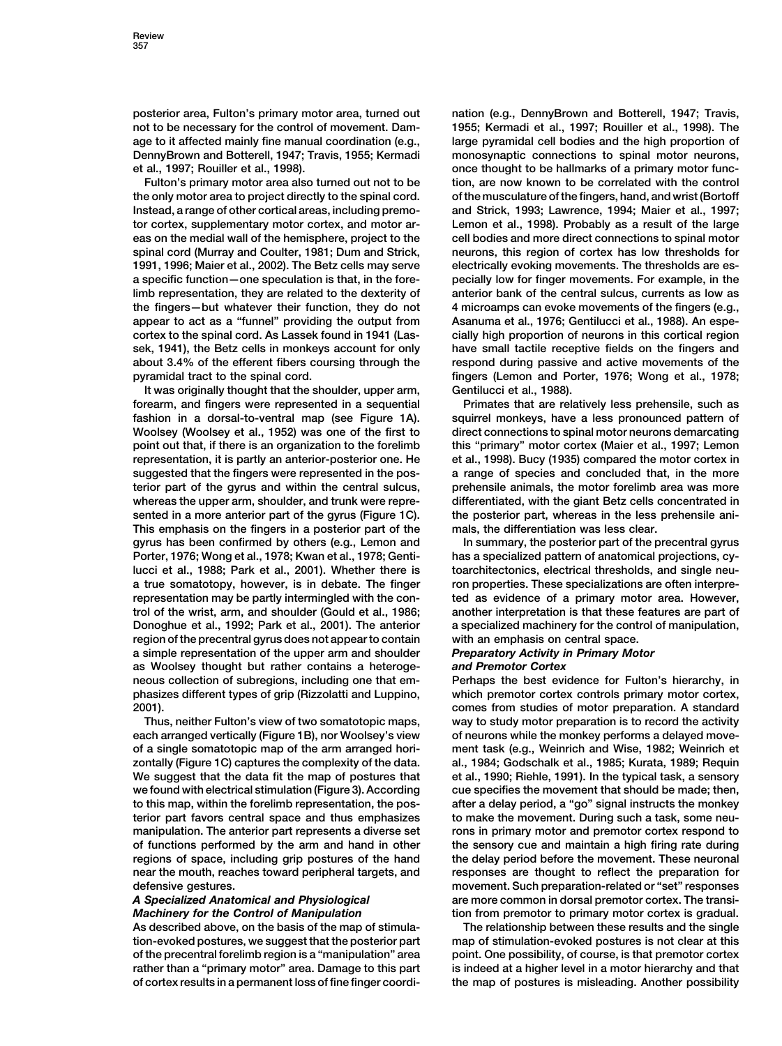posterior area, Fulton's primary motor area, turned out not to be necessary for the control of movement. Damage to it affected mainly fine manual coordination (e.g., DennyBrown and Botterell, 1947; Travis, 1955; Kermadi et al., 1997; Rouiller et al., 1998).

Fulton's primary motor area also turned out not to be the only motor area to project directly to the spinal cord. Instead, a range of other cortical areas, including premotor cortex, supplementary motor cortex, and motor areas on the medial wall of the hemisphere, project to the spinal cord (Murray and Coulter, 1981; Dum and Strick, 1991, 1996; Maier et al., 2002). The Betz cells may serve a specific function—one speculation is that, in the forelimb representation, they are related to the dexterity of the fingers—but whatever their function, they do not appear to act as a "funnel" providing the output from cortex to the spinal cord. As Lassek found in 1941 (Lassek, 1941), the Betz cells in monkeys account for only about 3.4% of the efferent fibers coursing through the pyramidal tract to the spinal cord.

It was originally thought that the shoulder, upper arm, forearm, and fingers were represented in a sequential fashion in a dorsal-to-ventral map (see Figure 1A). Woolsey (Woolsey et al., 1952) was one of the first to point out that, if there is an organization to the forelimb representation, it is partly an anterior-posterior one. He suggested that the fingers were represented in the posterior part of the gyrus and within the central sulcus, whereas the upper arm, shoulder, and trunk were represented in a more anterior part of the gyrus (Figure 1C). This emphasis on the fingers in a posterior part of the gyrus has been confirmed by others (e.g., Lemon and Porter, 1976; Wong et al., 1978; Kwan et al., 1978; Gentilucci et al., 1988; Park et al., 2001). Whether there is a true somatotopy, however, is in debate. The finger representation may be partly intermingled with the control of the wrist, arm, and shoulder (Gould et al., 1986; Donoghue et al., 1992; Park et al., 2001). The anterior region of the precentral gyrus does not appear to contain a simple representation of the upper arm and shoulder as Woolsey thought but rather contains a heterogeneous collection of subregions, including one that emphasizes different types of grip (Rizzolatti and Luppino, 2001).

Thus, neither Fulton's view of two somatotopic maps, each arranged vertically (Figure 1B), nor Woolsey's view of a single somatotopic map of the arm arranged horizontally (Figure 1C) captures the complexity of the data. We suggest that the data fit the map of postures that we found with electrical stimulation (Figure 3). According to this map, within the forelimb representation, the posterior part favors central space and thus emphasizes manipulation. The anterior part represents a diverse set of functions performed by the arm and hand in other regions of space, including grip postures of the hand near the mouth, reaches toward peripheral targets, and defensive gestures.

### *A Specialized Anatomical and Physiological Machinery for the Control of Manipulation*

As described above, on the basis of the map of stimulation-evoked postures, we suggest that the posterior part of the precentral forelimb region is a "manipulation" area rather than a "primary motor" area. Damage to this part of cortex results in a permanent loss of fine finger coordination (e.g., DennyBrown and Botterell, 1947; Travis, 1955; Kermadi et al., 1997; Rouiller et al., 1998). The large pyramidal cell bodies and the high proportion of monosynaptic connections to spinal motor neurons, once thought to be hallmarks of a primary motor function, are now known to be correlated with the control of the musculature of the fingers, hand, and wrist (Bortoff and Strick, 1993; Lawrence, 1994; Maier et al., 1997; Lemon et al., 1998). Probably as a result of the large cell bodies and more direct connections to spinal motor neurons, this region of cortex has low thresholds for electrically evoking movements. The thresholds are especially low for finger movements. For example, in the anterior bank of the central sulcus, currents as low as 4 microamps can evoke movements of the fingers (e.g., Asanuma et al., 1976; Gentilucci et al., 1988). An especially high proportion of neurons in this cortical region have small tactile receptive fields on the fingers and respond during passive and active movements of the fingers (Lemon and Porter, 1976; Wong et al., 1978; Gentilucci et al., 1988).

Primates that are relatively less prehensile, such as squirrel monkeys, have a less pronounced pattern of direct connections to spinal motor neurons demarcating this "primary" motor cortex (Maier et al., 1997; Lemon et al., 1998). Bucy (1935) compared the motor cortex in a range of species and concluded that, in the more prehensile animals, the motor forelimb area was more differentiated, with the giant Betz cells concentrated in the posterior part, whereas in the less prehensile animals, the differentiation was less clear.

In summary, the posterior part of the precentral gyrus has a specialized pattern of anatomical projections, cytoarchitectonics, electrical thresholds, and single neuron properties. These specializations are often interpreted as evidence of a primary motor area. However, another interpretation is that these features are part of a specialized machinery for the control of manipulation, with an emphasis on central space.

### *Preparatory Activity in Primary Motor and Premotor Cortex*

Perhaps the best evidence for Fulton's hierarchy, in which premotor cortex controls primary motor cortex, comes from studies of motor preparation. A standard way to study motor preparation is to record the activity of neurons while the monkey performs a delayed movement task (e.g., Weinrich and Wise, 1982; Weinrich et al., 1984; Godschalk et al., 1985; Kurata, 1989; Requin et al., 1990; Riehle, 1991). In the typical task, a sensory cue specifies the movement that should be made; then, after a delay period, a "go" signal instructs the monkey to make the movement. During such a task, some neurons in primary motor and premotor cortex respond to the sensory cue and maintain a high firing rate during the delay period before the movement. These neuronal responses are thought to reflect the preparation for movement. Such preparation-related or "set" responses are more common in dorsal premotor cortex. The transition from premotor to primary motor cortex is gradual.

The relationship between these results and the single map of stimulation-evoked postures is not clear at this point. One possibility, of course, is that premotor cortex is indeed at a higher level in a motor hierarchy and that the map of postures is misleading. Another possibility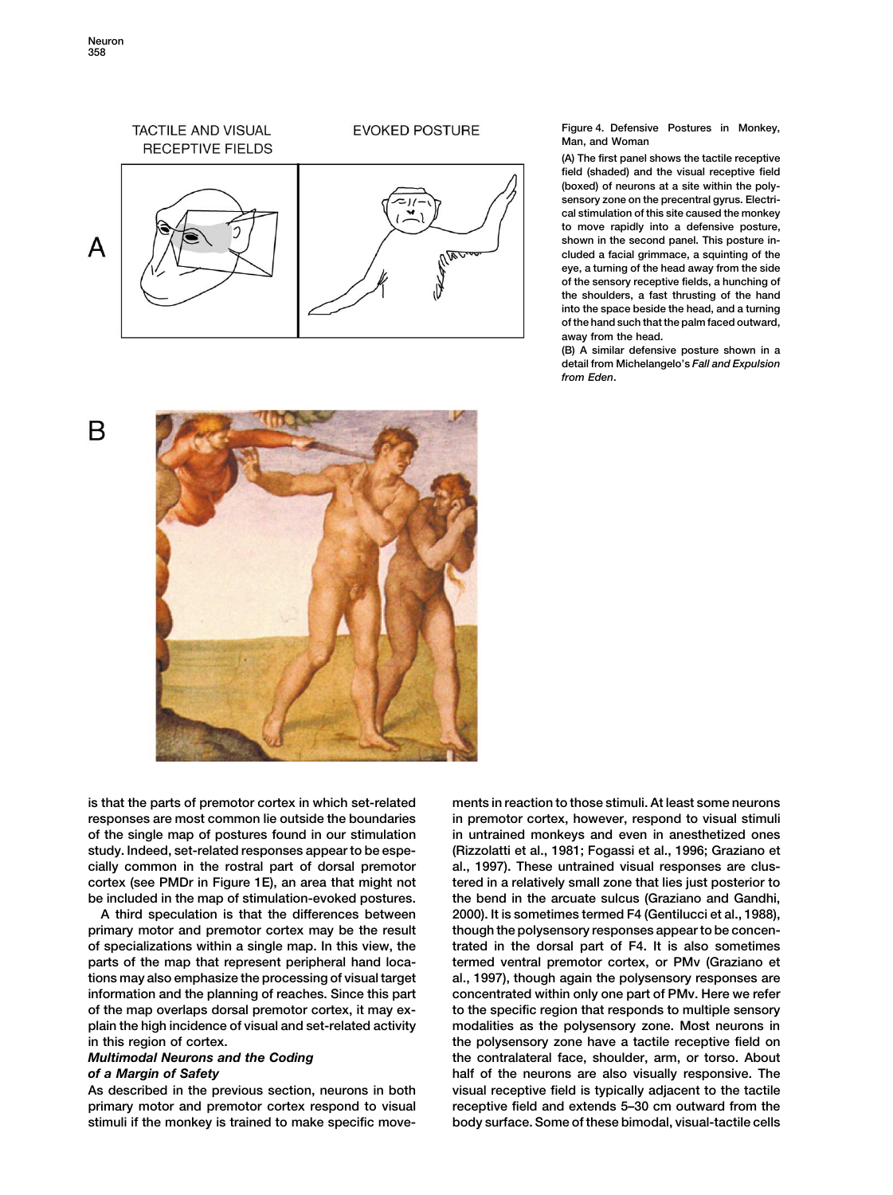Figure 4. Defensive Postures in Monkey, Man, and Woman

(A) The first panel shows the tactile receptive field (shaded) and the visual receptive field (boxed) of neurons at a site within the polysensory zone on the precentral gyrus. Electrical stimulation of this site caused the monkey to move rapidly into a defensive posture, shown in the second panel. This posture included a facial grimmace, a squinting of the eye, a turning of the head away from the side of the sensory receptive fields, a hunching of the shoulders, a fast thrusting of the hand into the space beside the head, and a turning of the hand such that the palm faced outward, away from the head.

(B) A similar defensive posture shown in a detail from Michelangelo's *Fall and Expulsion from Eden*.

is that the parts of premotor cortex in which set-related responses are most common lie outside the boundaries of the single map of postures found in our stimulation study. Indeed, set-related responses appear to be especially common in the rostral part of dorsal premotor cortex (see PMDr in Figure 1E), an area that might not be included in the map of stimulation-evoked postures.

A third speculation is that the differences between primary motor and premotor cortex may be the result of specializations within a single map. In this view, the parts of the map that represent peripheral hand locations may also emphasize the processing of visual target information and the planning of reaches. Since this part of the map overlaps dorsal premotor cortex, it may explain the high incidence of visual and set-related activity in this region of cortex.

### *Multimodal Neurons and the Coding of a Margin of Safety*

As described in the previous section, neurons in both primary motor and premotor cortex respond to visual stimuli if the monkey is trained to make specific movements in reaction to those stimuli. At least some neurons in premotor cortex, however, respond to visual stimuli in untrained monkeys and even in anesthetized ones (Rizzolatti et al., 1981; Fogassi et al., 1996; Graziano et al., 1997). These untrained visual responses are clustered in a relatively small zone that lies just posterior to the bend in the arcuate sulcus (Graziano and Gandhi, 2000). It is sometimes termed F4 (Gentilucci et al., 1988), though the polysensory responses appear to be concentrated in the dorsal part of F4. It is also sometimes termed ventral premotor cortex, or PMv (Graziano et al., 1997), though again the polysensory responses are concentrated within only one part of PMv. Here we refer to the specific region that responds to multiple sensory modalities as the polysensory zone. Most neurons in the polysensory zone have a tactile receptive field on the contralateral face, shoulder, arm, or torso. About half of the neurons are also visually responsive. The visual receptive field is typically adjacent to the tactile receptive field and extends 5–30 cm outward from the body surface. Some of these bimodal, visual-tactile cells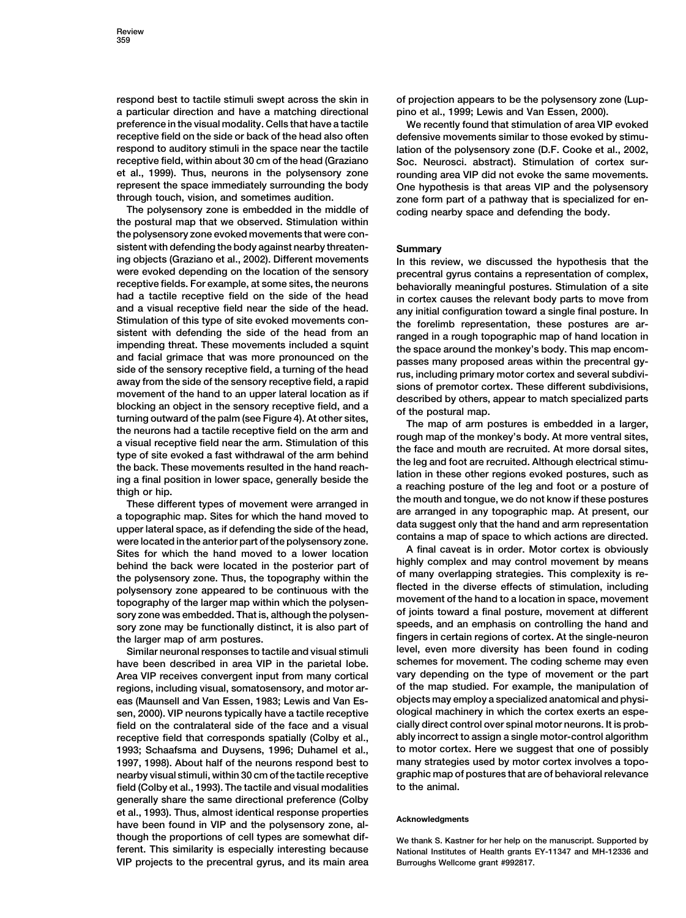respond best to tactile stimuli swept across the skin in a particular direction and have a matching directional preference in the visual modality. Cells that have a tactile receptive field on the side or back of the head also often respond to auditory stimuli in the space near the tactile receptive field, within about 30 cm of the head (Graziano et al., 1999). Thus, neurons in the polysensory zone represent the space immediately surrounding the body through touch, vision, and sometimes audition.

The polysensory zone is embedded in the middle of the postural map that we observed. Stimulation within the polysensory zone evoked movements that were consistent with defending the body against nearby threatening objects (Graziano et al., 2002). Different movements were evoked depending on the location of the sensory receptive fields. For example, at some sites, the neurons had a tactile receptive field on the side of the head and a visual receptive field near the side of the head. Stimulation of this type of site evoked movements consistent with defending the side of the head from an impending threat. These movements included a squint and facial grimace that was more pronounced on the side of the sensory receptive field, a turning of the head away from the side of the sensory receptive field, a rapid movement of the hand to an upper lateral location as if blocking an object in the sensory receptive field, and a turning outward of the palm (see Figure 4). At other sites, the neurons had a tactile receptive field on the arm and a visual receptive field near the arm. Stimulation of this type of site evoked a fast withdrawal of the arm behind the back. These movements resulted in the hand reaching a final position in lower space, generally beside the thigh or hip.

These different types of movement were arranged in a topographic map. Sites for which the hand moved to upper lateral space, as if defending the side of the head, were located in the anterior part of the polysensory zone. Sites for which the hand moved to a lower location behind the back were located in the posterior part of the polysensory zone. Thus, the topography within the polysensory zone appeared to be continuous with the topography of the larger map within which the polysensory zone was embedded. That is, although the polysensory zone may be functionally distinct, it is also part of the larger map of arm postures.

Similar neuronal responses to tactile and visual stimuli have been described in area VIP in the parietal lobe. Area VIP receives convergent input from many cortical regions, including visual, somatosensory, and motor areas (Maunsell and Van Essen, 1983; Lewis and Van Essen, 2000). VIP neurons typically have a tactile receptive field on the contralateral side of the face and a visual receptive field that corresponds spatially (Colby et al., 1993; Schaafsma and Duysens, 1996; Duhamel et al., 1997, 1998). About half of the neurons respond best to nearby visual stimuli, within 30 cm of the tactile receptive field (Colby et al., 1993). The tactile and visual modalities generally share the same directional preference (Colby et al., 1993). Thus, almost identical response properties have been found in VIP and the polysensory zone, although the proportions of cell types are somewhat different. This similarity is especially interesting because VIP projects to the precentral gyrus, and its main area of projection appears to be the polysensory zone (Luppino et al., 1999; Lewis and Van Essen, 2000).

We recently found that stimulation of area VIP evoked defensive movements similar to those evoked by stimulation of the polysensory zone (D.F. Cooke et al., 2002, Soc. Neurosci. abstract). Stimulation of cortex surrounding area VIP did not evoke the same movements. One hypothesis is that areas VIP and the polysensory zone form part of a pathway that is specialized for encoding nearby space and defending the body.

## Summary

In this review, we discussed the hypothesis that the precentral gyrus contains a representation of complex, behaviorally meaningful postures. Stimulation of a site in cortex causes the relevant body parts to move from any initial configuration toward a single final posture. In the forelimb representation, these postures are arranged in a rough topographic map of hand location in the space around the monkey's body. This map encompasses many proposed areas within the precentral gyrus, including primary motor cortex and several subdivisions of premotor cortex. These different subdivisions, described by others, appear to match specialized parts of the postural map.

The map of arm postures is embedded in a larger, rough map of the monkey's body. At more ventral sites, the face and mouth are recruited. At more dorsal sites, the leg and foot are recruited. Although electrical stimulation in these other regions evoked postures, such as a reaching posture of the leg and foot or a posture of the mouth and tongue, we do not know if these postures are arranged in any topographic map. At present, our data suggest only that the hand and arm representation contains a map of space to which actions are directed.

A final caveat is in order. Motor cortex is obviously highly complex and may control movement by means of many overlapping strategies. This complexity is reflected in the diverse effects of stimulation, including movement of the hand to a location in space, movement of joints toward a final posture, movement at different speeds, and an emphasis on controlling the hand and fingers in certain regions of cortex. At the single-neuron level, even more diversity has been found in coding schemes for movement. The coding scheme may even vary depending on the type of movement or the part of the map studied. For example, the manipulation of objects may employ a specialized anatomical and physiological machinery in which the cortex exerts an especially direct control over spinal motor neurons. It is probably incorrect to assign a single motor-control algorithm to motor cortex. Here we suggest that one of possibly many strategies used by motor cortex involves a topographic map of postures that are of behavioral relevance to the animal.

#### Acknowledgments

We thank S. Kastner for her help on the manuscript. Supported by National Institutes of Health grants EY-11347 and MH-12336 and Burroughs Wellcome grant #992817.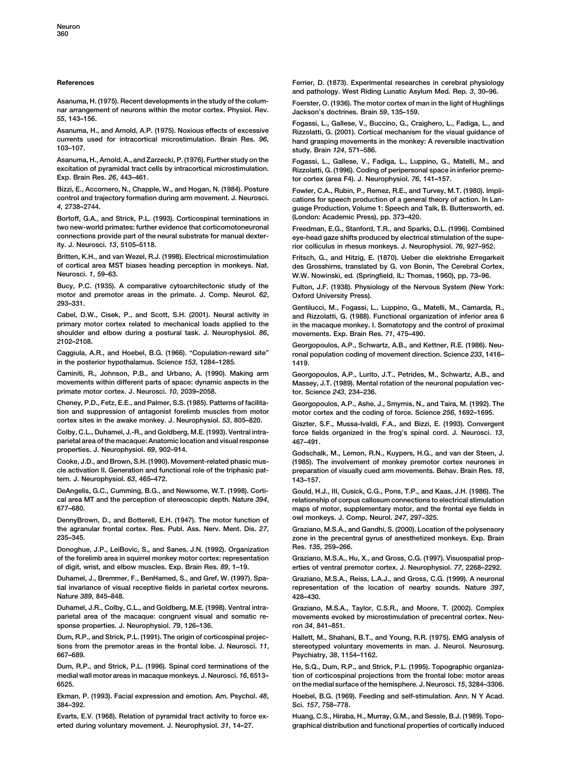## References

Asanuma, H. (1975). Recent developments in the study of the columnar arrangement of neurons within the motor cortex. Physiol. Rev. *55*, 143–156.

Asanuma, H., and Arnold, A.P. (1975). Noxious effects of excessive currents used for intracortical microstimulation. Brain Res. *96*, 103–107.

Asanuma, H., Arnold, A., and Zarzecki, P. (1976). Further study on the excitation of pyramidal tract cells by intracortical microstimulation. Exp. Brain Res. *26*, 443–461.

Bizzi, E., Accornero, N., Chapple, W., and Hogan, N. (1984). Posture control and trajectory formation during arm movement. J. Neurosci. *4*, 2738–2744.

Bortoff, G.A., and Strick, P.L. (1993). Corticospinal terminations in two new-world primates: further evidence that corticomotoneuronal connections provide part of the neural substrate for manual dexterity. J. Neurosci. *13*, 5105–5118.

Britten, K.H., and van Wezel, R.J. (1998). Electrical microstimulation of cortical area MST biases heading perception in monkeys. Nat. Neurosci. *1*, 59–63.

Bucy, P.C. (1935). A comparative cytoarchitectonic study of the motor and premotor areas in the primate. J. Comp. Neurol. *62*, 293–331.

Cabel, D.W., Cisek, P., and Scott, S.H. (2001). Neural activity in primary motor cortex related to mechanical loads applied to the shoulder and elbow during a postural task. J. Neurophysiol. *86*, 2102–2108.

Caggiula, A.R., and Hoebel, B.G. (1966). "Copulation-reward site" in the posterior hypothalamus. Science *153*, 1284–1285.

Caminiti, R., Johnson, P.B., and Urbano, A. (1990). Making arm movements within different parts of space: dynamic aspects in the primate motor cortex. J. Neurosci. *10*, 2039–2058.

Cheney, P.D., Fetz, E.E., and Palmer, S.S. (1985). Patterns of facilitation and suppression of antagonist forelimb muscles from motor cortex sites in the awake monkey. J. Neurophysiol. *53*, 805–820.

Colby, C.L., Duhamel, J.-R., and Goldberg, M.E. (1993). Ventral intraparietal area of the macaque: Anatomic location and visual response properties. J. Neurophysiol. *69*, 902–914.

Cooke, J.D., and Brown, S.H. (1990). Movement-related phasic muscle activation II. Generation and functional role of the triphasic pattern. J. Neurophysiol. *63*, 465–472.

DeAngelis, G.C., Cumming, B.G., and Newsome, W.T. (1998). Cortical area MT and the perception of stereoscopic depth. Nature *394*, 677–680.

DennyBrown, D., and Botterell, E.H. (1947). The motor function of the agranular frontal cortex. Res. Publ. Ass. Nerv. Ment. Dis. *27*, 235–345.

Donoghue, J.P., LeiBovic, S., and Sanes, J.N. (1992). Organization of the forelimb area in squirrel monkey motor cortex: representation of digit, wrist, and elbow muscles. Exp. Brain Res. *89*, 1–19.

Duhamel, J., Bremmer, F., BenHamed, S., and Gref, W. (1997). Spatial invariance of visual receptive fields in parietal cortex neurons. Nature *389*, 845–848.

Duhamel, J.R., Colby, C.L., and Goldberg, M.E. (1998). Ventral intraparietal area of the macaque: congruent visual and somatic response properties. J. Neurophysiol. *79*, 126–136.

Dum, R.P., and Strick, P.L. (1991). The origin of corticospinal projections from the premotor areas in the frontal lobe. J. Neurosci. *11*, 667–689.

Dum, R.P., and Strick, P.L. (1996). Spinal cord terminations of the medial wall motor areas in macaque monkeys. J. Neurosci. *16*, 6513–6525.

Ekman, P. (1993). Facial expression and emotion. Am. Psychol. *48*, 384–392.

Evarts, E.V. (1968). Relation of pyramidal tract activity to force exerted during voluntary movement. J. Neurophysiol. *31*, 14–27.

Ferrier, D. (1873). Experimental researches in cerebral physiology and pathology. West Riding Lunatic Asylum Med. Rep. *3*, 30–96.

Foerster, O. (1936). The motor cortex of man in the light of Hughlings Jackson's doctrines. Brain *59*, 135–159.

Fogassi, L., Gallese, V., Buccino, G., Craighero, L., Fadiga, L., and Rizzolatti, G. (2001). Cortical mechanism for the visual guidance of hand grasping movements in the monkey: A reversible inactivation study. Brain *124*, 571–586.

Fogassi, L., Gallese, V., Fadiga, L., Luppino, G., Matelli, M., and Rizzolatti, G. (1996). Coding of peripersonal space in inferior premotor cortex (area F4). J. Neurophysiol. *76*, 141–157.

Fowler, C.A., Rubin, P., Remez, R.E., and Turvey, M.T. (1980). Implications for speech production of a general theory of action. In Language Production, Volume 1: Speech and Talk, B. Buttersworth, ed. (London: Academic Press), pp. 373–420.

Freedman, E.G., Stanford, T.R., and Sparks, D.L. (1996). Combined eye-head gaze shifts produced by electrical stimulation of the superior colliculus in rhesus monkeys. J. Neurophysiol. *76*, 927–952.

Fritsch, G., and Hitzig, E. (1870). Ueber die elektrishe Erregarkeit des Grosshirns, translated by G. von Bonin, The Cerebral Cortex, W.W. Nowinski, ed. (Springfield, IL: Thomas, 1960), pp. 73–96.

Fulton, J.F. (1938). Physiology of the Nervous System (New York: Oxford University Press).

Gentilucci, M., Fogassi, L., Luppino, G., Matelli, M., Camarda, R., and Rizzolatti, G. (1988). Functional organization of inferior area 6 in the macaque monkey. I. Somatotopy and the control of proximal movements. Exp. Brain Res. *71*, 475–490.

Georgopoulos, A.P., Schwartz, A.B., and Kettner, R.E. (1986). Neuronal population coding of movement direction. Science *233*, 1416–1419.

Georgopoulos, A.P., Lurito, J.T., Petrides, M., Schwartz, A.B., and Massey, J.T. (1989). Mental rotation of the neuronal population vector. Science *243*, 234–236.

Georgopoulos, A.P., Ashe, J., Smyrnis, N., and Taira, M. (1992). The motor cortex and the coding of force. Science *256*, 1692–1695.

Giszter, S.F., Mussa-Ivaldi, F.A., and Bizzi, E. (1993). Convergent force fields organized in the frog's spinal cord. J. Neurosci. *13*, 467–491.

Godschalk, M., Lemon, R.N., Kuypers, H.G., and van der Steen, J. (1985). The involvement of monkey premotor cortex neurones in preparation of visually cued arm movements. Behav. Brain Res. *18*, 143–157.

Gould, H.J., III, Cusick, C.G., Pons, T.P., and Kaas, J.H. (1986). The relationship of corpus callosum connections to electrical stimulation maps of motor, supplementary motor, and the frontal eye fields in owl monkeys. J. Comp. Neurol. *247*, 297–325.

Graziano, M.S.A., and Gandhi, S. (2000). Location of the polysensory zone in the precentral gyrus of anesthetized monkeys. Exp. Brain Res. *135*, 259–266.

Graziano, M.S.A., Hu, X., and Gross, C.G. (1997). Visuospatial properties of ventral premotor cortex. J. Neurophysiol. *77*, 2268–2292.

Graziano, M.S.A., Reiss, L.A.J., and Gross, C.G. (1999). A neuronal representation of the location of nearby sounds. Nature *397*, 428–430.

Graziano, M.S.A., Taylor, C.S.R., and Moore, T. (2002). Complex movements evoked by microstimulation of precentral cortex. Neuron *34*, 841–851.

Hallett, M., Shahani, B.T., and Young, R.R. (1975). EMG analysis of stereotyped voluntary movements in man. J. Neurol. Neurosurg. Psychiatry, *38*, 1154–1162.

He, S.Q., Dum, R.P., and Strick, P.L. (1995). Topographic organization of corticospinal projections from the frontal lobe: motor areas on the medial surface of the hemisphere. J. Neurosci. *15*, 3284–3306.

Hoebel, B.G. (1969). Feeding and self-stimulation. Ann. N Y Acad. Sci. *157*, 758–778.

Huang, C.S., Hiraba, H., Murray, G.M., and Sessle, B.J. (1989). Topographical distribution and functional properties of cortically induced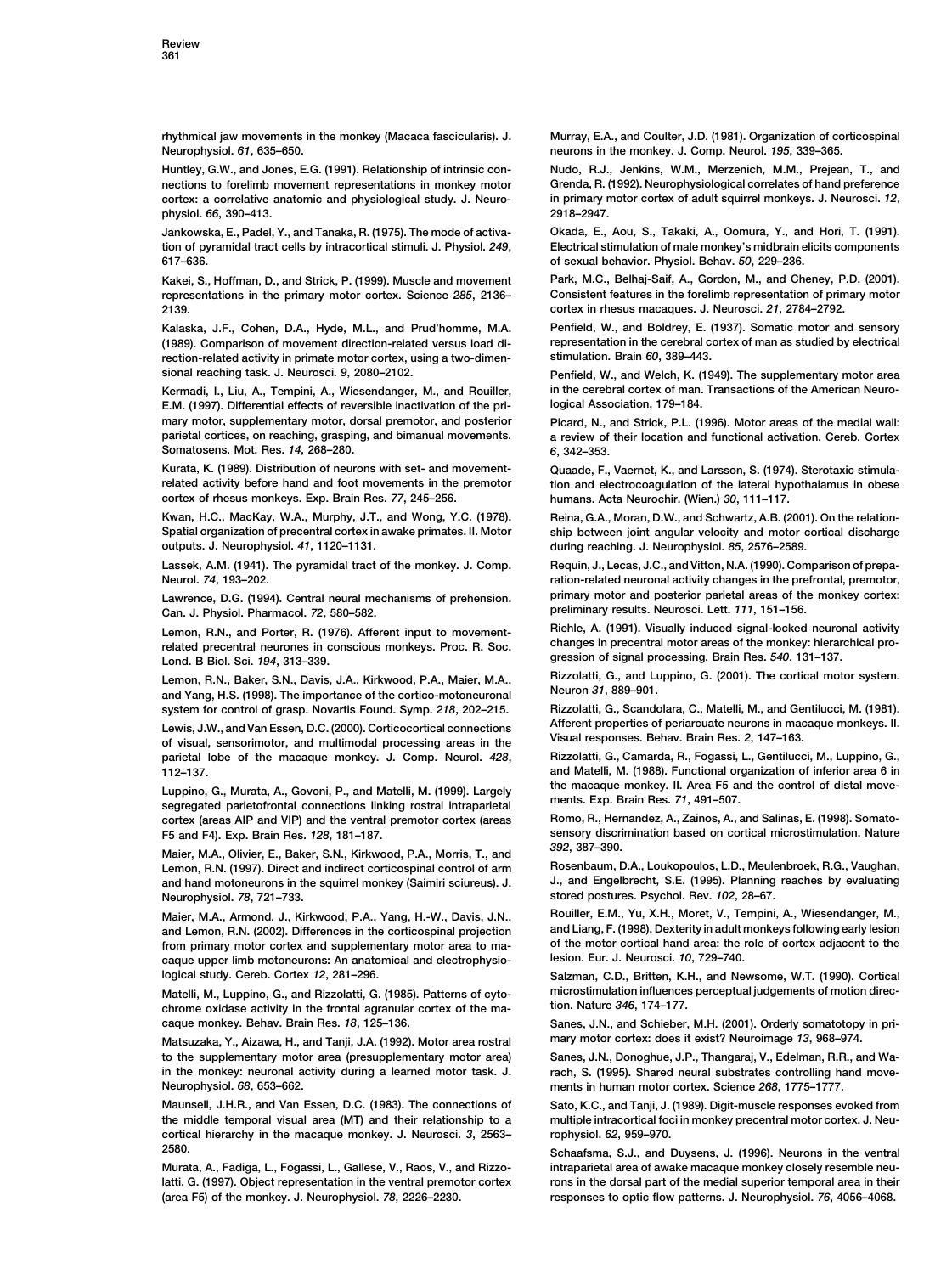rhythmical jaw movements in the monkey (Macaca fascicularis). J. Neurophysiol. *61*, 635–650.

Huntley, G.W., and Jones, E.G. (1991). Relationship of intrinsic connections to forelimb movement representations in monkey motor cortex: a correlative anatomic and physiological study. J. Neurophysiol. *66*, 390–413.

Jankowska, E., Padel, Y., and Tanaka, R. (1975). The mode of activation of pyramidal tract cells by intracortical stimuli. J. Physiol. *249*, 617–636.

Kakei, S., Hoffman, D., and Strick, P. (1999). Muscle and movement representations in the primary motor cortex. Science *285*, 2136–2139.

Kalaska, J.F., Cohen, D.A., Hyde, M.L., and Prud'homme, M.A. (1989). Comparison of movement direction-related versus load direction-related activity in primate motor cortex, using a two-dimensional reaching task. J. Neurosci. *9*, 2080–2102.

Kermadi, I., Liu, A., Tempini, A., Wiesendanger, M., and Rouiller, E.M. (1997). Differential effects of reversible inactivation of the primary motor, supplementary motor, dorsal premotor, and posterior parietal cortices, on reaching, grasping, and bimanual movements. Somatosens. Mot. Res. *14*, 268–280.

Kurata, K. (1989). Distribution of neurons with set- and movement-related activity before hand and foot movements in the premotor cortex of rhesus monkeys. Exp. Brain Res. *77*, 245–256.

Kwan, H.C., MacKay, W.A., Murphy, J.T., and Wong, Y.C. (1978). Spatial organization of precentral cortex in awake primates. II. Motor outputs. J. Neurophysiol. *41*, 1120–1131.

Lassek, A.M. (1941). The pyramidal tract of the monkey. J. Comp. Neurol. *74*, 193–202.

Lawrence, D.G. (1994). Central neural mechanisms of prehension. Can. J. Physiol. Pharmacol. *72*, 580–582.

Lemon, R.N., and Porter, R. (1976). Afferent input to movement-related precentral neurones in conscious monkeys. Proc. R. Soc. Lond. B Biol. Sci. *194*, 313–339.

Lemon, R.N., Baker, S.N., Davis, J.A., Kirkwood, P.A., Maier, M.A., and Yang, H.S. (1998). The importance of the cortico-motoneuronal system for control of grasp. Novartis Found. Symp. *218*, 202–215.

Lewis, J.W., and Van Essen, D.C. (2000). Corticocortical connections of visual, sensorimotor, and multimodal processing areas in the parietal lobe of the macaque monkey. J. Comp. Neurol. *428*, 112–137.

Luppino, G., Murata, A., Govoni, P., and Matelli, M. (1999). Largely segregated parietofrontal connections linking rostral intraparietal cortex (areas AIP and VIP) and the ventral premotor cortex (areas F5 and F4). Exp. Brain Res. *128*, 181–187.

Maier, M.A., Olivier, E., Baker, S.N., Kirkwood, P.A., Morris, T., and Lemon, R.N. (1997). Direct and indirect corticospinal control of arm and hand motoneurons in the squirrel monkey (Saimiri sciureus). J. Neurophysiol. *78*, 721–733.

Maier, M.A., Armond, J., Kirkwood, P.A., Yang, H.-W., Davis, J.N., and Lemon, R.N. (2002). Differences in the corticospinal projection from primary motor cortex and supplementary motor area to macaque upper limb motoneurons: An anatomical and electrophysiological study. Cereb. Cortex *12*, 281–296.

Matelli, M., Luppino, G., and Rizzolatti, G. (1985). Patterns of cytochrome oxidase activity in the frontal agranular cortex of the macaque monkey. Behav. Brain Res. *18*, 125–136.

Matsuzaka, Y., Aizawa, H., and Tanji, J.A. (1992). Motor area rostral to the supplementary motor area (presupplementary motor area) in the monkey: neuronal activity during a learned motor task. J. Neurophysiol. *68*, 653–662.

Maunsell, J.H.R., and Van Essen, D.C. (1983). The connections of the middle temporal visual area (MT) and their relationship to a cortical hierarchy in the macaque monkey. J. Neurosci. *3*, 2563–2580.

Murata, A., Fadiga, L., Fogassi, L., Gallese, V., Raos, V., and Rizzolatti, G. (1997). Object representation in the ventral premotor cortex (area F5) of the monkey. J. Neurophysiol. *78*, 2226–2230.

Murray, E.A., and Coulter, J.D. (1981). Organization of corticospinal neurons in the monkey. J. Comp. Neurol. *195*, 339–365.

Nudo, R.J., Jenkins, W.M., Merzenich, M.M., Prejean, T., and Grenda, R. (1992). Neurophysiological correlates of hand preference in primary motor cortex of adult squirrel monkeys. J. Neurosci. *12*, 2918–2947.

Okada, E., Aou, S., Takaki, A., Oomura, Y., and Hori, T. (1991). Electrical stimulation of male monkey's midbrain elicits components of sexual behavior. Physiol. Behav. *50*, 229–236.

Park, M.C., Belhaj-Saif, A., Gordon, M., and Cheney, P.D. (2001). Consistent features in the forelimb representation of primary motor cortex in rhesus macaques. J. Neurosci. *21*, 2784–2792.

Penfield, W., and Boldrey, E. (1937). Somatic motor and sensory representation in the cerebral cortex of man as studied by electrical stimulation. Brain *60*, 389–443.

Penfield, W., and Welch, K. (1949). The supplementary motor area in the cerebral cortex of man. Transactions of the American Neurological Association, 179–184.

Picard, N., and Strick, P.L. (1996). Motor areas of the medial wall: a review of their location and functional activation. Cereb. Cortex *6*, 342–353.

Quaade, F., Vaernet, K., and Larsson, S. (1974). Sterotaxic stimulation and electrocoagulation of the lateral hypothalamus in obese humans. Acta Neurochir. (Wien.) *30*, 111–117.

Reina, G.A., Moran, D.W., and Schwartz, A.B. (2001). On the relationship between joint angular velocity and motor cortical discharge during reaching. J. Neurophysiol. *85*, 2576–2589.

Requin, J., Lecas, J.C., and Vitton, N.A. (1990). Comparison of preparation-related neuronal activity changes in the prefrontal, premotor, primary motor and posterior parietal areas of the monkey cortex: preliminary results. Neurosci. Lett. *111*, 151–156.

Riehle, A. (1991). Visually induced signal-locked neuronal activity changes in precentral motor areas of the monkey: hierarchical progression of signal processing. Brain Res. *540*, 131–137.

Rizzolatti, G., and Luppino, G. (2001). The cortical motor system. Neuron *31*, 889–901.

Rizzolatti, G., Scandolara, C., Matelli, M., and Gentilucci, M. (1981). Afferent properties of periarcuate neurons in macaque monkeys. II. Visual responses. Behav. Brain Res. *2*, 147–163.

Rizzolatti, G., Camarda, R., Fogassi, L., Gentilucci, M., Luppino, G., and Matelli, M. (1988). Functional organization of inferior area 6 in the macaque monkey. II. Area F5 and the control of distal movements. Exp. Brain Res. *71*, 491–507.

Romo, R., Hernandez, A., Zainos, A., and Salinas, E. (1998). Somatosensory discrimination based on cortical microstimulation. Nature *392*, 387–390.

Rosenbaum, D.A., Loukopoulos, L.D., Meulenbroek, R.G., Vaughan, J., and Engelbrecht, S.E. (1995). Planning reaches by evaluating stored postures. Psychol. Rev. *102*, 28–67.

Rouiller, E.M., Yu, X.H., Moret, V., Tempini, A., Wiesendanger, M., and Liang, F. (1998). Dexterity in adult monkeys following early lesion of the motor cortical hand area: the role of cortex adjacent to the lesion. Eur. J. Neurosci. *10*, 729–740.

Salzman, C.D., Britten, K.H., and Newsome, W.T. (1990). Cortical microstimulation influences perceptual judgements of motion direction. Nature *346*, 174–177.

Sanes, J.N., and Schieber, M.H. (2001). Orderly somatotopy in primary motor cortex: does it exist? Neuroimage *13*, 968–974.

Sanes, J.N., Donoghue, J.P., Thangaraj, V., Edelman, R.R., and Warach, S. (1995). Shared neural substrates controlling hand movements in human motor cortex. Science *268*, 1775–1777.

Sato, K.C., and Tanji, J. (1989). Digit-muscle responses evoked from multiple intracortical foci in monkey precentral motor cortex. J. Neurophysiol. *62*, 959–970.

Schaafsma, S.J., and Duysens, J. (1996). Neurons in the ventral intraparietal area of awake macaque monkey closely resemble neurons in the dorsal part of the medial superior temporal area in their responses to optic flow patterns. J. Neurophysiol. *76*, 4056–4068.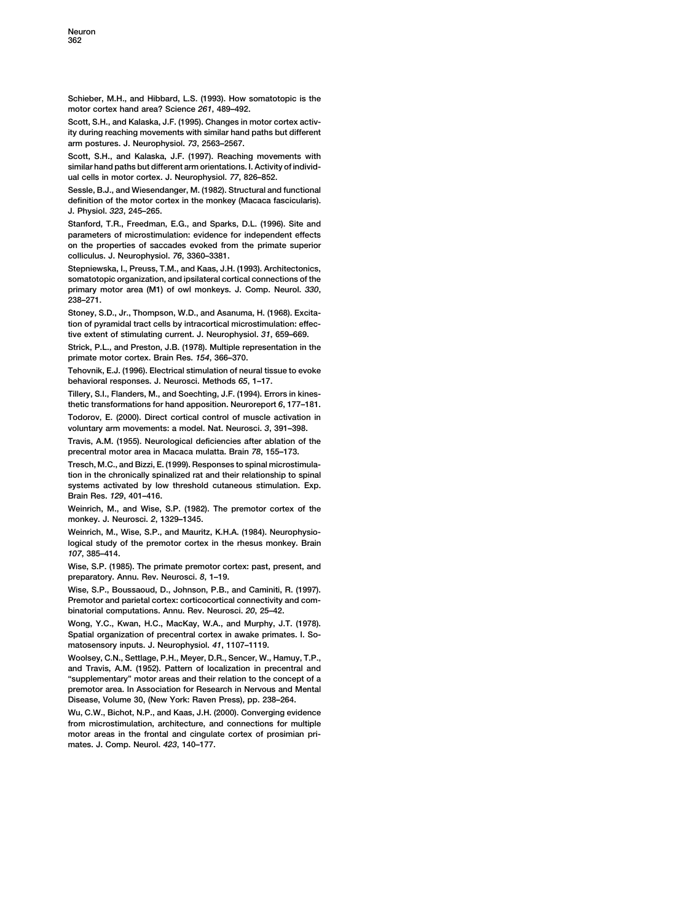Schieber, M.H., and Hibbard, L.S. (1993). How somatotopic is the motor cortex hand area? Science *261*, 489–492.

Scott, S.H., and Kalaska, J.F. (1995). Changes in motor cortex activity during reaching movements with similar hand paths but different arm postures. J. Neurophysiol. *73*, 2563–2567.

Scott, S.H., and Kalaska, J.F. (1997). Reaching movements with similar hand paths but different arm orientations. I. Activity of individual cells in motor cortex. J. Neurophysiol. *77*, 826–852.

Sessle, B.J., and Wiesendanger, M. (1982). Structural and functional definition of the motor cortex in the monkey (Macaca fascicularis). J. Physiol. *323*, 245–265.

Stanford, T.R., Freedman, E.G., and Sparks, D.L. (1996). Site and parameters of microstimulation: evidence for independent effects on the properties of saccades evoked from the primate superior colliculus. J. Neurophysiol. *76*, 3360–3381.

Stepniewska, I., Preuss, T.M., and Kaas, J.H. (1993). Architectonics, somatotopic organization, and ipsilateral cortical connections of the primary motor area (M1) of owl monkeys. J. Comp. Neurol. *330*, 238–271.

Stoney, S.D., Jr., Thompson, W.D., and Asanuma, H. (1968). Excitation of pyramidal tract cells by intracortical microstimulation: effective extent of stimulating current. J. Neurophysiol. *31*, 659–669.

Strick, P.L., and Preston, J.B. (1978). Multiple representation in the primate motor cortex. Brain Res. *154*, 366–370.

Tehovnik, E.J. (1996). Electrical stimulation of neural tissue to evoke behavioral responses. J. Neurosci. Methods *65*, 1–17.

Tillery, S.I., Flanders, M., and Soechting, J.F. (1994). Errors in kinesthetic transformations for hand apposition. Neuroreport *6*, 177–181.

Todorov, E. (2000). Direct cortical control of muscle activation in voluntary arm movements: a model. Nat. Neurosci. *3*, 391–398.

Travis, A.M. (1955). Neurological deficiencies after ablation of the precentral motor area in Macaca mulatta. Brain *78*, 155–173.

Tresch, M.C., and Bizzi, E. (1999). Responses to spinal microstimulation in the chronically spinalized rat and their relationship to spinal systems activated by low threshold cutaneous stimulation. Exp. Brain Res. *129*, 401–416.

Weinrich, M., and Wise, S.P. (1982). The premotor cortex of the monkey. J. Neurosci. *2*, 1329–1345.

Weinrich, M., Wise, S.P., and Mauritz, K.H.A. (1984). Neurophysiological study of the premotor cortex in the rhesus monkey. Brain *107*, 385–414.

Wise, S.P. (1985). The primate premotor cortex: past, present, and preparatory. Annu. Rev. Neurosci. *8*, 1–19.

Wise, S.P., Boussaoud, D., Johnson, P.B., and Caminiti, R. (1997). Premotor and parietal cortex: corticocortical connectivity and combinatorial computations. Annu. Rev. Neurosci. *20*, 25–42.

Wong, Y.C., Kwan, H.C., MacKay, W.A., and Murphy, J.T. (1978). Spatial organization of precentral cortex in awake primates. I. Somatosensory inputs. J. Neurophysiol. *41*, 1107–1119.

Woolsey, C.N., Settlage, P.H., Meyer, D.R., Sencer, W., Hamuy, T.P., and Travis, A.M. (1952). Pattern of localization in precentral and "supplementary" motor areas and their relation to the concept of a premotor area. In Association for Research in Nervous and Mental Disease, Volume 30, (New York: Raven Press), pp. 238–264.

Wu, C.W., Bichot, N.P., and Kaas, J.H. (2000). Converging evidence from microstimulation, architecture, and connections for multiple motor areas in the frontal and cingulate cortex of prosimian primates. J. Comp. Neurol. *423*, 140–177.